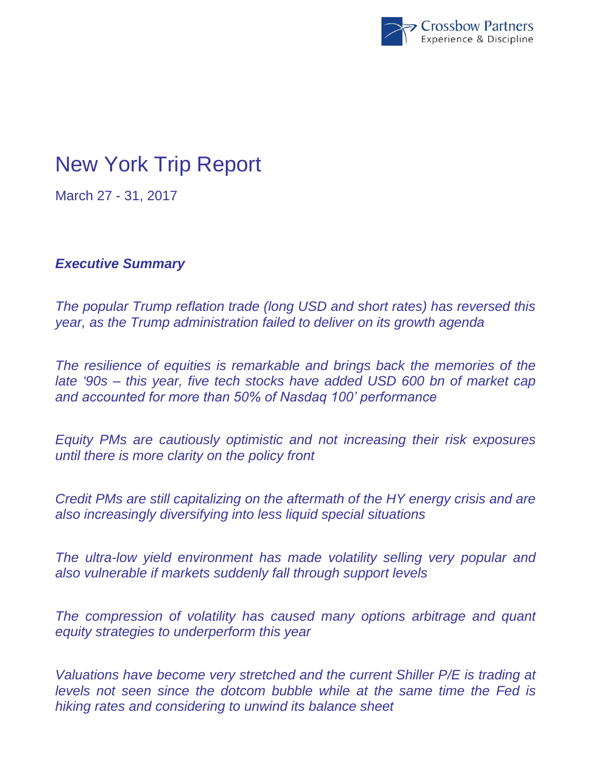# New York Trip Report

March 27 - 31, 2017

***Executive Summary***

*The popular Trump reflation trade (long USD and short rates) has reversed this year, as the Trump administration failed to deliver on its growth agenda*

*The resilience of equities is remarkable and brings back the memories of the late '90s – this year, five tech stocks have added USD 600 bn of market cap and accounted for more than 50% of Nasdaq 100' performance*

*Equity PMs are cautiously optimistic and not increasing their risk exposures until there is more clarity on the policy front*

*Credit PMs are still capitalizing on the aftermath of the HY energy crisis and are also increasingly diversifying into less liquid special situations*

*The ultra-low yield environment has made volatility selling very popular and also vulnerable if markets suddenly fall through support levels*

*The compression of volatility has caused many options arbitrage and quant equity strategies to underperform this year*

*Valuations have become very stretched and the current Shiller P/E is trading at levels not seen since the dotcom bubble while at the same time the Fed is hiking rates and considering to unwind its balance sheet*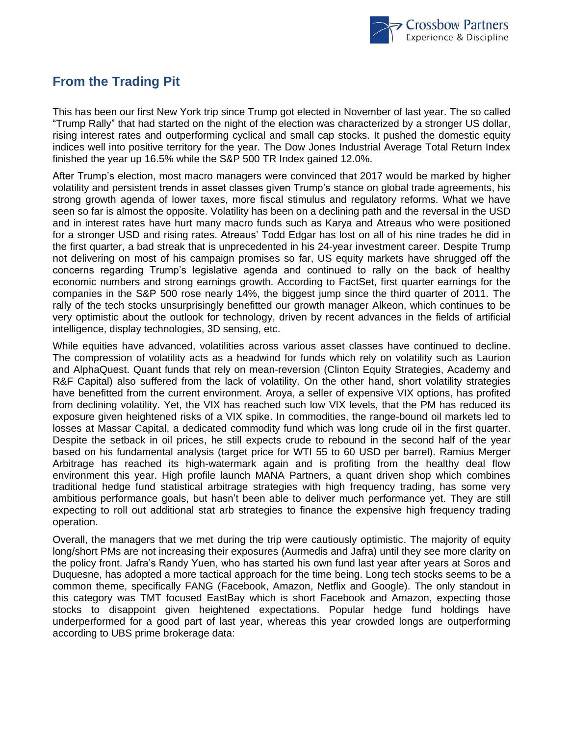## From the Trading Pit

This has been our first New York trip since Trump got elected in November of last year. The so called "Trump Rally" that had started on the night of the election was characterized by a stronger US dollar, rising interest rates and outperforming cyclical and small cap stocks. It pushed the domestic equity indices well into positive territory for the year. The Dow Jones Industrial Average Total Return Index finished the year up 16.5% while the S&P 500 TR Index gained 12.0%.

After Trump's election, most macro managers were convinced that 2017 would be marked by higher volatility and persistent trends in asset classes given Trump's stance on global trade agreements, his strong growth agenda of lower taxes, more fiscal stimulus and regulatory reforms. What we have seen so far is almost the opposite. Volatility has been on a declining path and the reversal in the USD and in interest rates have hurt many macro funds such as Karya and Atreaus who were positioned for a stronger USD and rising rates. Atreaus' Todd Edgar has lost on all of his nine trades he did in the first quarter, a bad streak that is unprecedented in his 24-year investment career. Despite Trump not delivering on most of his campaign promises so far, US equity markets have shrugged off the concerns regarding Trump's legislative agenda and continued to rally on the back of healthy economic numbers and strong earnings growth. According to FactSet, first quarter earnings for the companies in the S&P 500 rose nearly 14%, the biggest jump since the third quarter of 2011. The rally of the tech stocks unsurprisingly benefitted our growth manager Alkeon, which continues to be very optimistic about the outlook for technology, driven by recent advances in the fields of artificial intelligence, display technologies, 3D sensing, etc.

While equities have advanced, volatilities across various asset classes have continued to decline. The compression of volatility acts as a headwind for funds which rely on volatility such as Laurion and AlphaQuest. Quant funds that rely on mean-reversion (Clinton Equity Strategies, Academy and R&F Capital) also suffered from the lack of volatility. On the other hand, short volatility strategies have benefitted from the current environment. Aroya, a seller of expensive VIX options, has profited from declining volatility. Yet, the VIX has reached such low VIX levels, that the PM has reduced its exposure given heightened risks of a VIX spike. In commodities, the range-bound oil markets led to losses at Massar Capital, a dedicated commodity fund which was long crude oil in the first quarter. Despite the setback in oil prices, he still expects crude to rebound in the second half of the year based on his fundamental analysis (target price for WTI 55 to 60 USD per barrel). Ramius Merger Arbitrage has reached its high-watermark again and is profiting from the healthy deal flow environment this year. High profile launch MANA Partners, a quant driven shop which combines traditional hedge fund statistical arbitrage strategies with high frequency trading, has some very ambitious performance goals, but hasn't been able to deliver much performance yet. They are still expecting to roll out additional stat arb strategies to finance the expensive high frequency trading operation.

Overall, the managers that we met during the trip were cautiously optimistic. The majority of equity long/short PMs are not increasing their exposures (Aurmedis and Jafra) until they see more clarity on the policy front. Jafra's Randy Yuen, who has started his own fund last year after years at Soros and Duquesne, has adopted a more tactical approach for the time being. Long tech stocks seems to be a common theme, specifically FANG (Facebook, Amazon, Netflix and Google). The only standout in this category was TMT focused EastBay which is short Facebook and Amazon, expecting those stocks to disappoint given heightened expectations. Popular hedge fund holdings have underperformed for a good part of last year, whereas this year crowded longs are outperforming according to UBS prime brokerage data: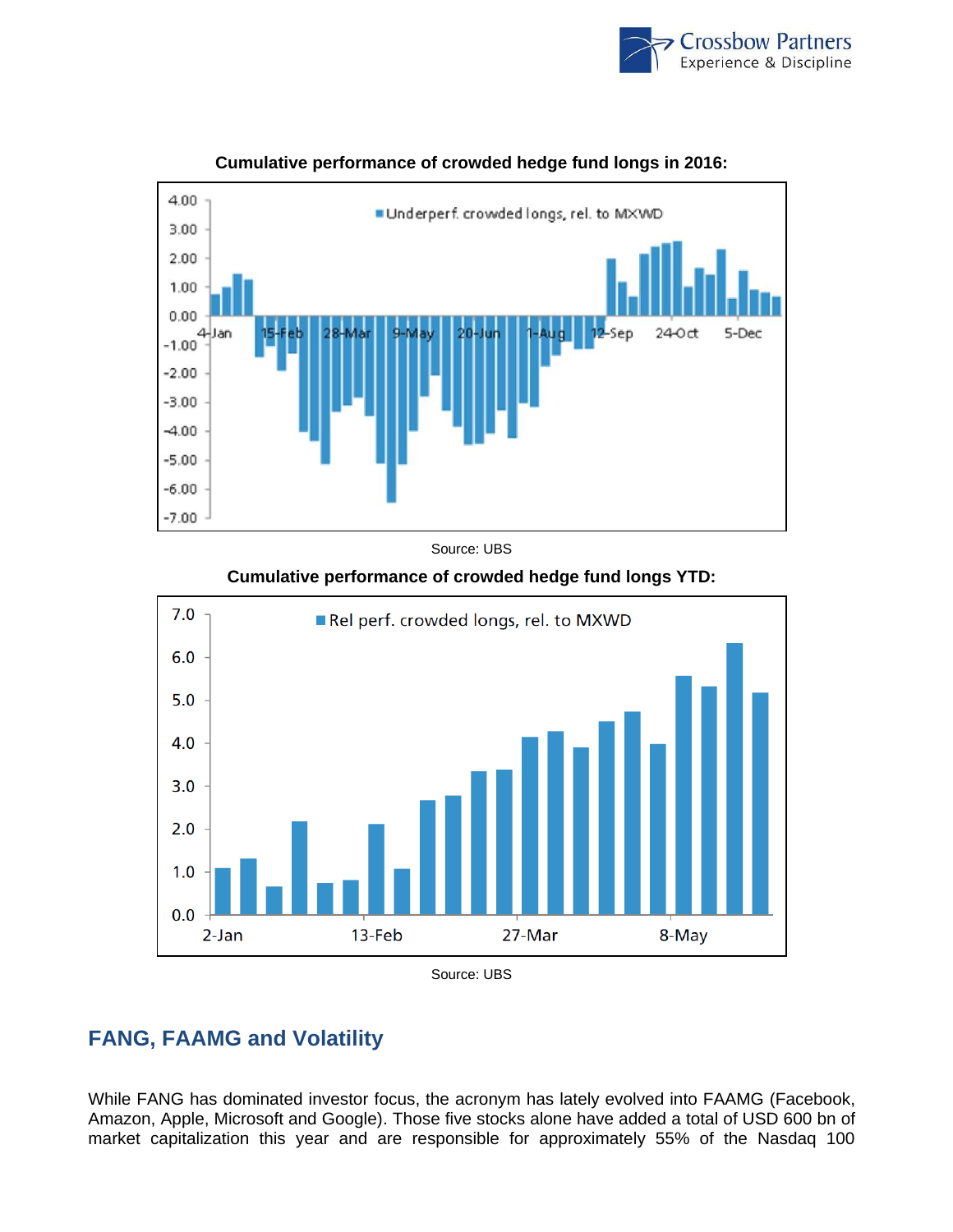**Cumulative performance of crowded hedge fund longs in 2016:**

Source: UBS

**Cumulative performance of crowded hedge fund longs YTD:**

Source: UBS

## FANG, FAAMG and Volatility

While FANG has dominated investor focus, the acronym has lately evolved into FAAMG (Facebook, Amazon, Apple, Microsoft and Google). Those five stocks alone have added a total of USD 600 bn of market capitalization this year and are responsible for approximately 55% of the Nasdaq 100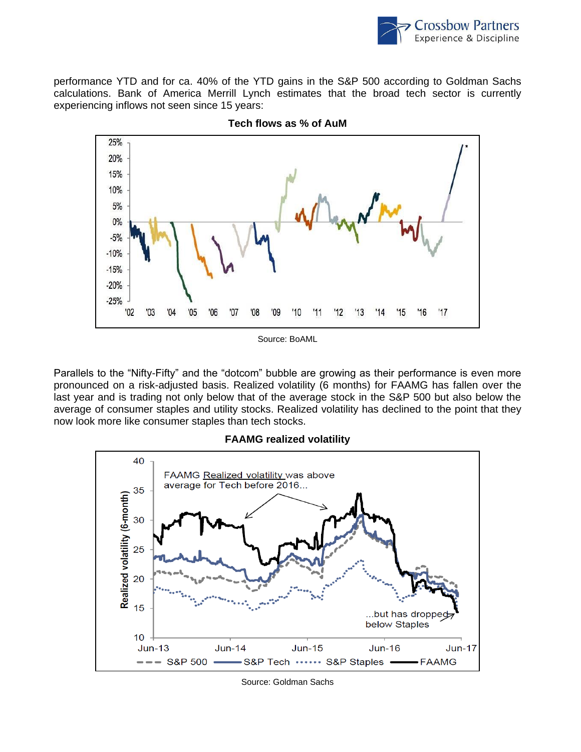performance YTD and for ca. 40% of the YTD gains in the S&P 500 according to Goldman Sachs calculations. Bank of America Merrill Lynch estimates that the broad tech sector is currently experiencing inflows not seen since 15 years:

**Tech flows as % of AuM**

Source: BoAML

Parallels to the "Nifty-Fifty" and the "dotcom" bubble are growing as their performance is even more pronounced on a risk-adjusted basis. Realized volatility (6 months) for FAAMG has fallen over the last year and is trading not only below that of the average stock in the S&P 500 but also below the average of consumer staples and utility stocks. Realized volatility has declined to the point that they now look more like consumer staples than tech stocks.

**FAAMG realized volatility**

Source: Goldman Sachs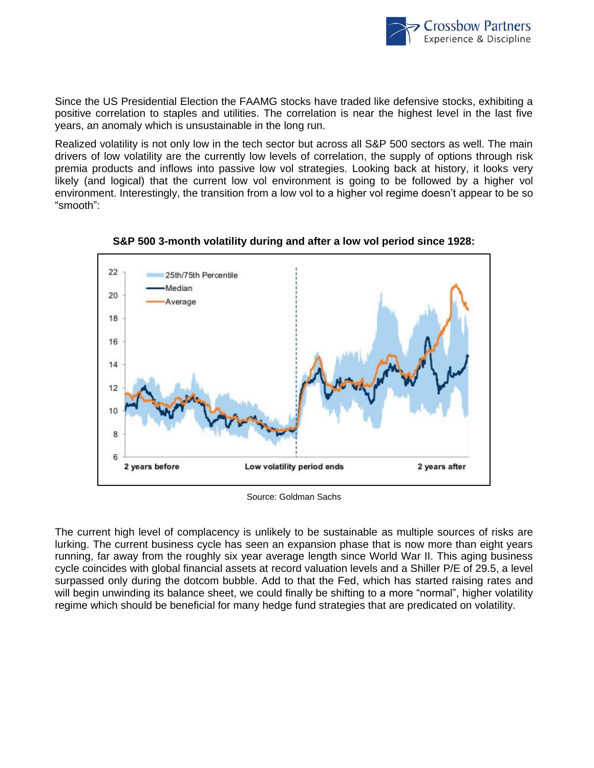Since the US Presidential Election the FAAMG stocks have traded like defensive stocks, exhibiting a positive correlation to staples and utilities. The correlation is near the highest level in the last five years, an anomaly which is unsustainable in the long run.

Realized volatility is not only low in the tech sector but across all S&P 500 sectors as well. The main drivers of low volatility are the currently low levels of correlation, the supply of options through risk premia products and inflows into passive low vol strategies. Looking back at history, it looks very likely (and logical) that the current low vol environment is going to be followed by a higher vol environment. Interestingly, the transition from a low vol to a higher vol regime doesn't appear to be so "smooth":

**S&P 500 3-month volatility during and after a low vol period since 1928:**

25th/75th Percentile
Median
Average

22
20
18
16
14
12
10
8
6

2 years before
Low volatility period ends
2 years after

Source: Goldman Sachs

The current high level of complacency is unlikely to be sustainable as multiple sources of risks are lurking. The current business cycle has seen an expansion phase that is now more than eight years running, far away from the roughly six year average length since World War II. This aging business cycle coincides with global financial assets at record valuation levels and a Shiller P/E of 29.5, a level surpassed only during the dotcom bubble. Add to that the Fed, which has started raising rates and will begin unwinding its balance sheet, we could finally be shifting to a more "normal", higher volatility regime which should be beneficial for many hedge fund strategies that are predicated on volatility.